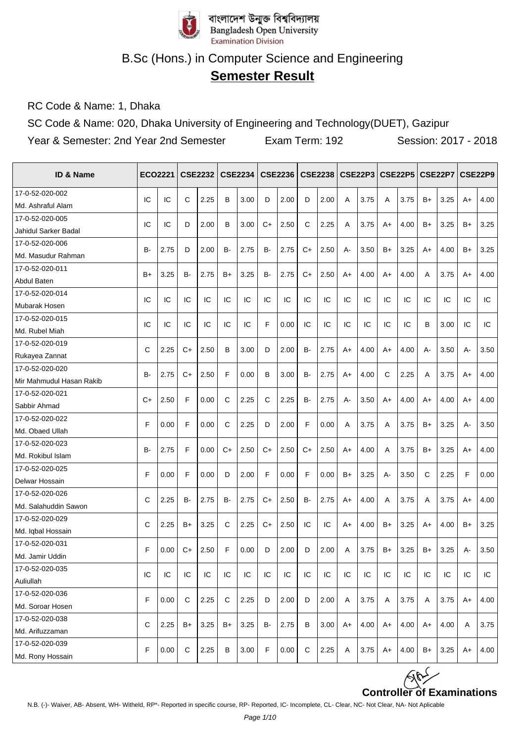বাংলাদেশ উন্মুক্ত বিশ্ববিদ্যালয়
Bangladesh Open University
Examination Division

# B.Sc (Hons.) in Computer Science and Engineering

## **Semester Result**

RC Code & Name: 1, Dhaka

SC Code & Name: 020, Dhaka University of Engineering and Technology(DUET), Gazipur

Year & Semester: 2nd Year 2nd Semester     Exam Term: 192     Session: 2017 - 2018

| ID & Name | ECO2221 | | CSE2232 | | CSE2234 | | CSE2236 | | CSE2238 | | CSE22P3 | | CSE22P5 | | CSE22P7 | | CSE22P9 | |
|---|---|---|---|---|---|---|---|---|---|---|---|---|---|---|---|---|---|---|
| 17-0-52-020-002 Md. Ashraful Alam | IC | IC | C | 2.25 | B | 3.00 | D | 2.00 | D | 2.00 | A | 3.75 | A | 3.75 | B+ | 3.25 | A+ | 4.00 |
| 17-0-52-020-005 Jahidul Sarker Badal | IC | IC | D | 2.00 | B | 3.00 | C+ | 2.50 | C | 2.25 | A | 3.75 | A+ | 4.00 | B+ | 3.25 | B+ | 3.25 |
| 17-0-52-020-006 Md. Masudur Rahman | B- | 2.75 | D | 2.00 | B- | 2.75 | B- | 2.75 | C+ | 2.50 | A- | 3.50 | B+ | 3.25 | A+ | 4.00 | B+ | 3.25 |
| 17-0-52-020-011 Abdul Baten | B+ | 3.25 | B- | 2.75 | B+ | 3.25 | B- | 2.75 | C+ | 2.50 | A+ | 4.00 | A+ | 4.00 | A | 3.75 | A+ | 4.00 |
| 17-0-52-020-014 Mubarak Hosen | IC | IC | IC | IC | IC | IC | IC | IC | IC | IC | IC | IC | IC | IC | IC | IC | IC | IC |
| 17-0-52-020-015 Md. Rubel Miah | IC | IC | IC | IC | IC | IC | F | 0.00 | IC | IC | IC | IC | IC | IC | B | 3.00 | IC | IC |
| 17-0-52-020-019 Rukayea Zannat | C | 2.25 | C+ | 2.50 | B | 3.00 | D | 2.00 | B- | 2.75 | A+ | 4.00 | A+ | 4.00 | A- | 3.50 | A- | 3.50 |
| 17-0-52-020-020 Mir Mahmudul Hasan Rakib | B- | 2.75 | C+ | 2.50 | F | 0.00 | B | 3.00 | B- | 2.75 | A+ | 4.00 | C | 2.25 | A | 3.75 | A+ | 4.00 |
| 17-0-52-020-021 Sabbir Ahmad | C+ | 2.50 | F | 0.00 | C | 2.25 | C | 2.25 | B- | 2.75 | A- | 3.50 | A+ | 4.00 | A+ | 4.00 | A+ | 4.00 |
| 17-0-52-020-022 Md. Obaed Ullah | F | 0.00 | F | 0.00 | C | 2.25 | D | 2.00 | F | 0.00 | A | 3.75 | A | 3.75 | B+ | 3.25 | A- | 3.50 |
| 17-0-52-020-023 Md. Rokibul Islam | B- | 2.75 | F | 0.00 | C+ | 2.50 | C+ | 2.50 | C+ | 2.50 | A+ | 4.00 | A | 3.75 | B+ | 3.25 | A+ | 4.00 |
| 17-0-52-020-025 Delwar Hossain | F | 0.00 | F | 0.00 | D | 2.00 | F | 0.00 | F | 0.00 | B+ | 3.25 | A- | 3.50 | C | 2.25 | F | 0.00 |
| 17-0-52-020-026 Md. Salahuddin Sawon | C | 2.25 | B- | 2.75 | B- | 2.75 | C+ | 2.50 | B- | 2.75 | A+ | 4.00 | A | 3.75 | A | 3.75 | A+ | 4.00 |
| 17-0-52-020-029 Md. Iqbal Hossain | C | 2.25 | B+ | 3.25 | C | 2.25 | C+ | 2.50 | IC | IC | A+ | 4.00 | B+ | 3.25 | A+ | 4.00 | B+ | 3.25 |
| 17-0-52-020-031 Md. Jamir Uddin | F | 0.00 | C+ | 2.50 | F | 0.00 | D | 2.00 | D | 2.00 | A | 3.75 | B+ | 3.25 | B+ | 3.25 | A- | 3.50 |
| 17-0-52-020-035 Auliullah | IC | IC | IC | IC | IC | IC | IC | IC | IC | IC | IC | IC | IC | IC | IC | IC | IC | IC |
| 17-0-52-020-036 Md. Soroar Hosen | F | 0.00 | C | 2.25 | C | 2.25 | D | 2.00 | D | 2.00 | A | 3.75 | A | 3.75 | A | 3.75 | A+ | 4.00 |
| 17-0-52-020-038 Md. Arifuzzaman | C | 2.25 | B+ | 3.25 | B+ | 3.25 | B- | 2.75 | B | 3.00 | A+ | 4.00 | A+ | 4.00 | A+ | 4.00 | A | 3.75 |
| 17-0-52-020-039 Md. Rony Hossain | F | 0.00 | C | 2.25 | B | 3.00 | F | 0.00 | C | 2.25 | A | 3.75 | A+ | 4.00 | B+ | 3.25 | A+ | 4.00 |

**Controller of Examinations**

N.B. (-)- Waiver, AB- Absent, WH- Witheld, RP*- Reported in specific course, RP- Reported, IC- Incomplete, CL- Clear, NC- Not Clear, NA- Not Aplicable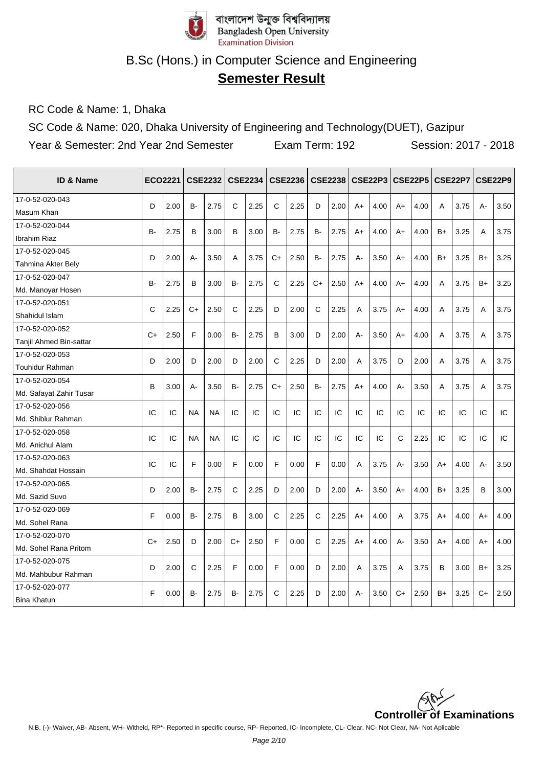বাংলাদেশ উন্মুক্ত বিশ্ববিদ্যালয়
Bangladesh Open University
Examination Division

# B.Sc (Hons.) in Computer Science and Engineering

## **Semester Result**

RC Code & Name: 1, Dhaka

SC Code & Name: 020, Dhaka University of Engineering and Technology(DUET), Gazipur

Year & Semester: 2nd Year 2nd Semester　　Exam Term: 192　　Session: 2017 - 2018

| ID & Name | ECO2221 | | CSE2232 | | CSE2234 | | CSE2236 | | CSE2238 | | CSE22P3 | | CSE22P5 | | CSE22P7 | | CSE22P9 | |
|---|---|---|---|---|---|---|---|---|---|---|---|---|---|---|---|---|---|---|
| 17-0-52-020-043 Masum Khan | D | 2.00 | B- | 2.75 | C | 2.25 | C | 2.25 | D | 2.00 | A+ | 4.00 | A+ | 4.00 | A | 3.75 | A- | 3.50 |
| 17-0-52-020-044 Ibrahim Riaz | B- | 2.75 | B | 3.00 | B | 3.00 | B- | 2.75 | B- | 2.75 | A+ | 4.00 | A+ | 4.00 | B+ | 3.25 | A | 3.75 |
| 17-0-52-020-045 Tahmina Akter Bely | D | 2.00 | A- | 3.50 | A | 3.75 | C+ | 2.50 | B- | 2.75 | A- | 3.50 | A+ | 4.00 | B+ | 3.25 | B+ | 3.25 |
| 17-0-52-020-047 Md. Manoyar Hosen | B- | 2.75 | B | 3.00 | B- | 2.75 | C | 2.25 | C+ | 2.50 | A+ | 4.00 | A+ | 4.00 | A | 3.75 | B+ | 3.25 |
| 17-0-52-020-051 Shahidul Islam | C | 2.25 | C+ | 2.50 | C | 2.25 | D | 2.00 | C | 2.25 | A | 3.75 | A+ | 4.00 | A | 3.75 | A | 3.75 |
| 17-0-52-020-052 Tanjil Ahmed Bin-sattar | C+ | 2.50 | F | 0.00 | B- | 2.75 | B | 3.00 | D | 2.00 | A- | 3.50 | A+ | 4.00 | A | 3.75 | A | 3.75 |
| 17-0-52-020-053 Touhidur Rahman | D | 2.00 | D | 2.00 | D | 2.00 | C | 2.25 | D | 2.00 | A | 3.75 | D | 2.00 | A | 3.75 | A | 3.75 |
| 17-0-52-020-054 Md. Safayat Zahir Tusar | B | 3.00 | A- | 3.50 | B- | 2.75 | C+ | 2.50 | B- | 2.75 | A+ | 4.00 | A- | 3.50 | A | 3.75 | A | 3.75 |
| 17-0-52-020-056 Md. Shiblur Rahman | IC | IC | NA | NA | IC | IC | IC | IC | IC | IC | IC | IC | IC | IC | IC | IC | IC | IC |
| 17-0-52-020-058 Md. Anichul Alam | IC | IC | NA | NA | IC | IC | IC | IC | IC | IC | IC | IC | C | 2.25 | IC | IC | IC | IC |
| 17-0-52-020-063 Md. Shahdat Hossain | IC | IC | F | 0.00 | F | 0.00 | F | 0.00 | F | 0.00 | A | 3.75 | A- | 3.50 | A+ | 4.00 | A- | 3.50 |
| 17-0-52-020-065 Md. Sazid Suvo | D | 2.00 | B- | 2.75 | C | 2.25 | D | 2.00 | D | 2.00 | A- | 3.50 | A+ | 4.00 | B+ | 3.25 | B | 3.00 |
| 17-0-52-020-069 Md. Sohel Rana | F | 0.00 | B- | 2.75 | B | 3.00 | C | 2.25 | C | 2.25 | A+ | 4.00 | A | 3.75 | A+ | 4.00 | A+ | 4.00 |
| 17-0-52-020-070 Md. Sohel Rana Pritom | C+ | 2.50 | D | 2.00 | C+ | 2.50 | F | 0.00 | C | 2.25 | A+ | 4.00 | A- | 3.50 | A+ | 4.00 | A+ | 4.00 |
| 17-0-52-020-075 Md. Mahbubur Rahman | D | 2.00 | C | 2.25 | F | 0.00 | F | 0.00 | D | 2.00 | A | 3.75 | A | 3.75 | B | 3.00 | B+ | 3.25 |
| 17-0-52-020-077 Bina Khatun | F | 0.00 | B- | 2.75 | B- | 2.75 | C | 2.25 | D | 2.00 | A- | 3.50 | C+ | 2.50 | B+ | 3.25 | C+ | 2.50 |

**Controller of Examinations**

N.B. (-)- Waiver, AB- Absent, WH- Witheld, RP*- Reported in specific course, RP- Reported, IC- Incomplete, CL- Clear, NC- Not Clear, NA- Not Aplicable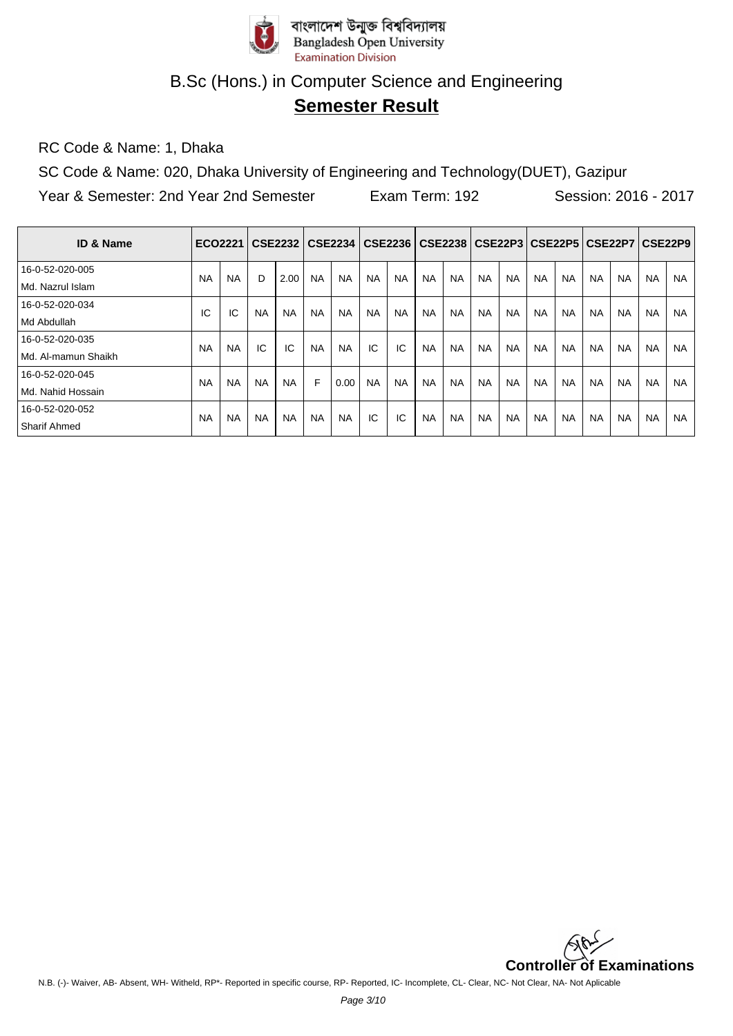বাংলাদেশ উন্মুক্ত বিশ্ববিদ্যালয়
Bangladesh Open University
Examination Division

# B.Sc (Hons.) in Computer Science and Engineering

## **Semester Result**

RC Code & Name: 1, Dhaka

SC Code & Name: 020, Dhaka University of Engineering and Technology(DUET), Gazipur

Year & Semester: 2nd Year 2nd Semester    Exam Term: 192    Session: 2016 - 2017

| ID & Name | ECO2221 | | CSE2232 | | CSE2234 | | CSE2236 | | CSE2238 | | CSE22P3 | | CSE22P5 | | CSE22P7 | | CSE22P9 | |
|---|---|---|---|---|---|---|---|---|---|---|---|---|---|---|---|---|---|---|
| 16-0-52-020-005 Md. Nazrul Islam | NA | NA | D | 2.00 | NA | NA | NA | NA | NA | NA | NA | NA | NA | NA | NA | NA | NA | NA |
| 16-0-52-020-034 Md Abdullah | IC | IC | NA | NA | NA | NA | NA | NA | NA | NA | NA | NA | NA | NA | NA | NA | NA | NA |
| 16-0-52-020-035 Md. Al-mamun Shaikh | NA | NA | IC | IC | NA | NA | IC | IC | NA | NA | NA | NA | NA | NA | NA | NA | NA | NA |
| 16-0-52-020-045 Md. Nahid Hossain | NA | NA | NA | NA | F | 0.00 | NA | NA | NA | NA | NA | NA | NA | NA | NA | NA | NA | NA |
| 16-0-52-020-052 Sharif Ahmed | NA | NA | NA | NA | NA | NA | IC | IC | NA | NA | NA | NA | NA | NA | NA | NA | NA | NA |

**Controller of Examinations**

N.B. (-)- Waiver, AB- Absent, WH- Witheld, RP*- Reported in specific course, RP- Reported, IC- Incomplete, CL- Clear, NC- Not Clear, NA- Not Aplicable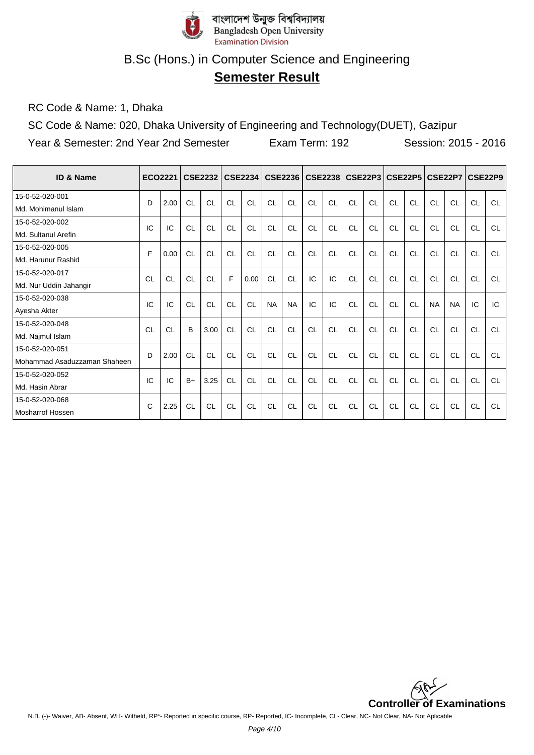বাংলাদেশ উন্মুক্ত বিশ্ববিদ্যালয়
Bangladesh Open University
Examination Division

# B.Sc (Hons.) in Computer Science and Engineering

## **Semester Result**

RC Code & Name: 1, Dhaka

SC Code & Name: 020, Dhaka University of Engineering and Technology(DUET), Gazipur

Year & Semester: 2nd Year 2nd Semester Exam Term: 192 Session: 2015 - 2016

| ID & Name | ECO2221 | | CSE2232 | | CSE2234 | | CSE2236 | | CSE2238 | | CSE22P3 | | CSE22P5 | | CSE22P7 | | CSE22P9 | |
|---|---|---|---|---|---|---|---|---|---|---|---|---|---|---|---|---|---|---|
| 15-0-52-020-001 Md. Mohimanul Islam | D | 2.00 | CL | CL | CL | CL | CL | CL | CL | CL | CL | CL | CL | CL | CL | CL | CL | CL |
| 15-0-52-020-002 Md. Sultanul Arefin | IC | IC | CL | CL | CL | CL | CL | CL | CL | CL | CL | CL | CL | CL | CL | CL | CL | CL |
| 15-0-52-020-005 Md. Harunur Rashid | F | 0.00 | CL | CL | CL | CL | CL | CL | CL | CL | CL | CL | CL | CL | CL | CL | CL | CL |
| 15-0-52-020-017 Md. Nur Uddin Jahangir | CL | CL | CL | CL | F | 0.00 | CL | CL | IC | IC | CL | CL | CL | CL | CL | CL | CL | CL |
| 15-0-52-020-038 Ayesha Akter | IC | IC | CL | CL | CL | CL | NA | NA | IC | IC | CL | CL | CL | CL | NA | NA | IC | IC |
| 15-0-52-020-048 Md. Najmul Islam | CL | CL | B | 3.00 | CL | CL | CL | CL | CL | CL | CL | CL | CL | CL | CL | CL | CL | CL |
| 15-0-52-020-051 Mohammad Asaduzzaman Shaheen | D | 2.00 | CL | CL | CL | CL | CL | CL | CL | CL | CL | CL | CL | CL | CL | CL | CL | CL |
| 15-0-52-020-052 Md. Hasin Abrar | IC | IC | B+ | 3.25 | CL | CL | CL | CL | CL | CL | CL | CL | CL | CL | CL | CL | CL | CL |
| 15-0-52-020-068 Mosharrof Hossen | C | 2.25 | CL | CL | CL | CL | CL | CL | CL | CL | CL | CL | CL | CL | CL | CL | CL | CL |

**Controller of Examinations**

N.B. (-)- Waiver, AB- Absent, WH- Witheld, RP*- Reported in specific course, RP- Reported, IC- Incomplete, CL- Clear, NC- Not Clear, NA- Not Aplicable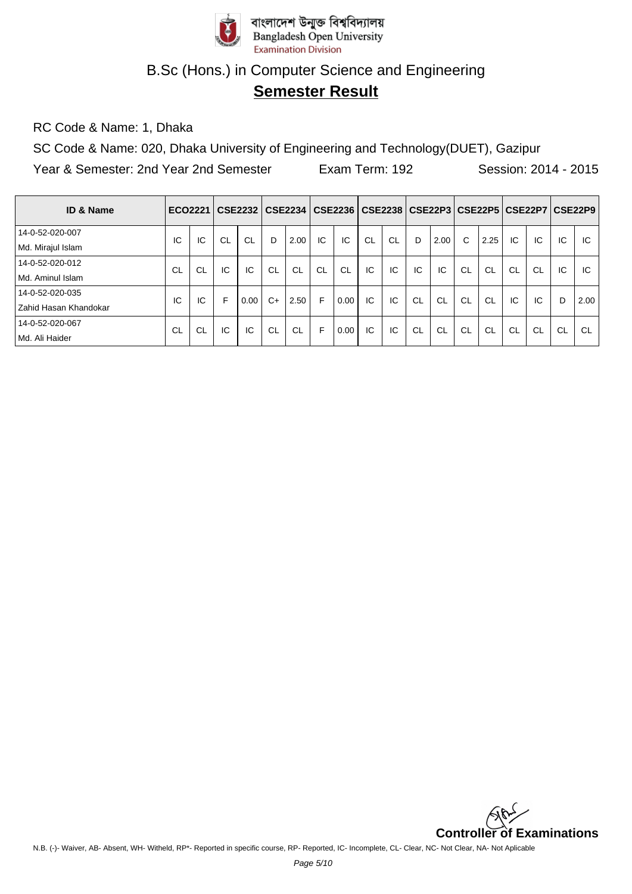বাংলাদেশ উন্মুক্ত বিশ্ববিদ্যালয়
Bangladesh Open University
Examination Division

# B.Sc (Hons.) in Computer Science and Engineering

## Semester Result

RC Code & Name: 1, Dhaka

SC Code & Name: 020, Dhaka University of Engineering and Technology(DUET), Gazipur

Year & Semester: 2nd Year 2nd Semester    Exam Term: 192    Session: 2014 - 2015

| ID & Name | ECO2221 | | CSE2232 | | CSE2234 | | CSE2236 | | CSE2238 | | CSE22P3 | | CSE22P5 | | CSE22P7 | | CSE22P9 | |
|---|---|---|---|---|---|---|---|---|---|---|---|---|---|---|---|---|---|---|
| 14-0-52-020-007 Md. Mirajul Islam | IC | IC | CL | CL | D | 2.00 | IC | IC | CL | CL | D | 2.00 | C | 2.25 | IC | IC | IC | IC |
| 14-0-52-020-012 Md. Aminul Islam | CL | CL | IC | IC | CL | CL | CL | CL | IC | IC | IC | IC | CL | CL | CL | CL | IC | IC |
| 14-0-52-020-035 Zahid Hasan Khandokar | IC | IC | F | 0.00 | C+ | 2.50 | F | 0.00 | IC | IC | CL | CL | CL | CL | IC | IC | D | 2.00 |
| 14-0-52-020-067 Md. Ali Haider | CL | CL | IC | IC | CL | CL | F | 0.00 | IC | IC | CL | CL | CL | CL | CL | CL | CL | CL |

**Controller of Examinations**

N.B. (-)- Waiver, AB- Absent, WH- Witheld, RP*- Reported in specific course, RP- Reported, IC- Incomplete, CL- Clear, NC- Not Clear, NA- Not Aplicable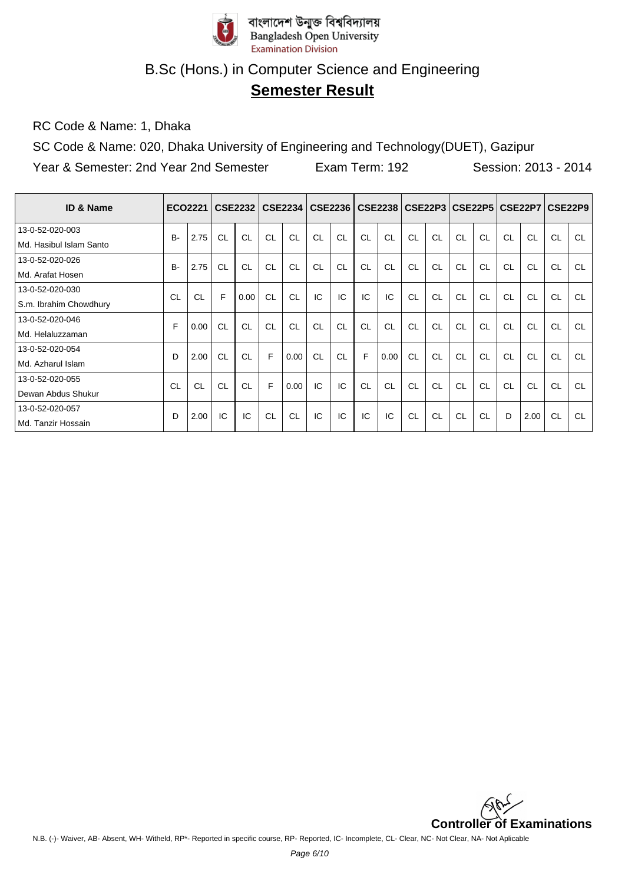বাংলাদেশ উন্মুক্ত বিশ্ববিদ্যালয়
Bangladesh Open University
Examination Division

# B.Sc (Hons.) in Computer Science and Engineering

## Semester Result

RC Code & Name: 1, Dhaka

SC Code & Name: 020, Dhaka University of Engineering and Technology(DUET), Gazipur

Year & Semester: 2nd Year 2nd Semester Exam Term: 192 Session: 2013 - 2014

| ID & Name | ECO2221 | | CSE2232 | | CSE2234 | | CSE2236 | | CSE2238 | | CSE22P3 | | CSE22P5 | | CSE22P7 | | CSE22P9 | |
|---|---|---|---|---|---|---|---|---|---|---|---|---|---|---|---|---|---|---|
| 13-0-52-020-003 Md. Hasibul Islam Santo | B- | 2.75 | CL | CL | CL | CL | CL | CL | CL | CL | CL | CL | CL | CL | CL | CL | CL | CL |
| 13-0-52-020-026 Md. Arafat Hosen | B- | 2.75 | CL | CL | CL | CL | CL | CL | CL | CL | CL | CL | CL | CL | CL | CL | CL | CL |
| 13-0-52-020-030 S.m. Ibrahim Chowdhury | CL | CL | F | 0.00 | CL | CL | IC | IC | IC | IC | CL | CL | CL | CL | CL | CL | CL | CL |
| 13-0-52-020-046 Md. Helaluzzaman | F | 0.00 | CL | CL | CL | CL | CL | CL | CL | CL | CL | CL | CL | CL | CL | CL | CL | CL |
| 13-0-52-020-054 Md. Azharul Islam | D | 2.00 | CL | CL | F | 0.00 | CL | CL | F | 0.00 | CL | CL | CL | CL | CL | CL | CL | CL |
| 13-0-52-020-055 Dewan Abdus Shukur | CL | CL | CL | CL | F | 0.00 | IC | IC | CL | CL | CL | CL | CL | CL | CL | CL | CL | CL |
| 13-0-52-020-057 Md. Tanzir Hossain | D | 2.00 | IC | IC | CL | CL | IC | IC | IC | IC | CL | CL | CL | CL | D | 2.00 | CL | CL |

**Controller of Examinations**

N.B. (-)- Waiver, AB- Absent, WH- Witheld, RP*- Reported in specific course, RP- Reported, IC- Incomplete, CL- Clear, NC- Not Clear, NA- Not Aplicable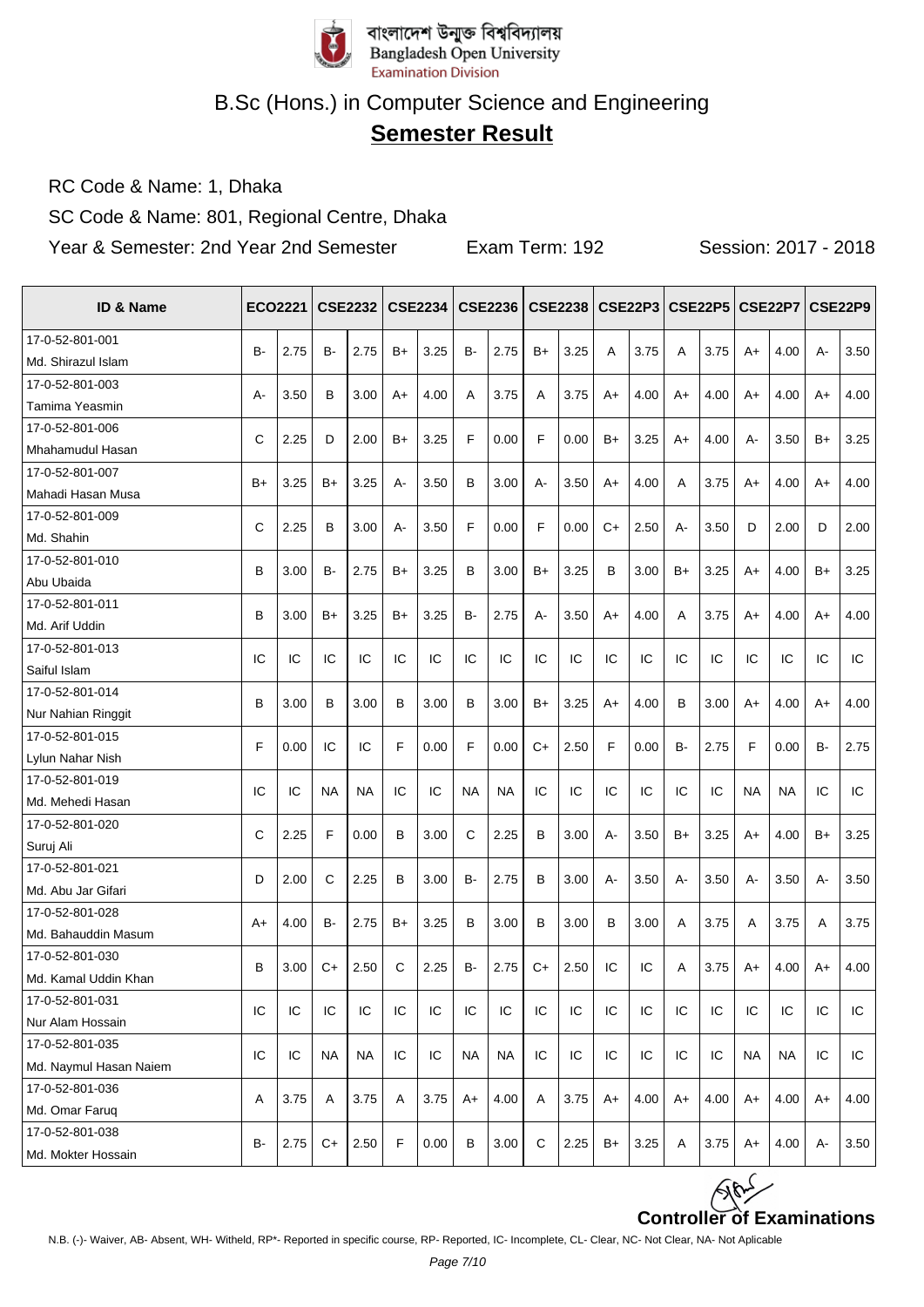বাংলাদেশ উন্মুক্ত বিশ্ববিদ্যালয়
Bangladesh Open University
Examination Division

# B.Sc (Hons.) in Computer Science and Engineering

## Semester Result

RC Code & Name: 1, Dhaka

SC Code & Name: 801, Regional Centre, Dhaka

Year & Semester: 2nd Year 2nd Semester Exam Term: 192 Session: 2017 - 2018

| ID & Name | ECO2221 | | CSE2232 | | CSE2234 | | CSE2236 | | CSE2238 | | CSE22P3 | | CSE22P5 | | CSE22P7 | | CSE22P9 | |
|---|---|---|---|---|---|---|---|---|---|---|---|---|---|---|---|---|---|---|
| 17-0-52-801-001 Md. Shirazul Islam | B- | 2.75 | B- | 2.75 | B+ | 3.25 | B- | 2.75 | B+ | 3.25 | A | 3.75 | A | 3.75 | A+ | 4.00 | A- | 3.50 |
| 17-0-52-801-003 Tamima Yeasmin | A- | 3.50 | B | 3.00 | A+ | 4.00 | A | 3.75 | A | 3.75 | A+ | 4.00 | A+ | 4.00 | A+ | 4.00 | A+ | 4.00 |
| 17-0-52-801-006 Mhahamudul Hasan | C | 2.25 | D | 2.00 | B+ | 3.25 | F | 0.00 | F | 0.00 | B+ | 3.25 | A+ | 4.00 | A- | 3.50 | B+ | 3.25 |
| 17-0-52-801-007 Mahadi Hasan Musa | B+ | 3.25 | B+ | 3.25 | A- | 3.50 | B | 3.00 | A- | 3.50 | A+ | 4.00 | A | 3.75 | A+ | 4.00 | A+ | 4.00 |
| 17-0-52-801-009 Md. Shahin | C | 2.25 | B | 3.00 | A- | 3.50 | F | 0.00 | F | 0.00 | C+ | 2.50 | A- | 3.50 | D | 2.00 | D | 2.00 |
| 17-0-52-801-010 Abu Ubaida | B | 3.00 | B- | 2.75 | B+ | 3.25 | B | 3.00 | B+ | 3.25 | B | 3.00 | B+ | 3.25 | A+ | 4.00 | B+ | 3.25 |
| 17-0-52-801-011 Md. Arif Uddin | B | 3.00 | B+ | 3.25 | B+ | 3.25 | B- | 2.75 | A- | 3.50 | A+ | 4.00 | A | 3.75 | A+ | 4.00 | A+ | 4.00 |
| 17-0-52-801-013 Saiful Islam | IC | IC | IC | IC | IC | IC | IC | IC | IC | IC | IC | IC | IC | IC | IC | IC | IC | IC |
| 17-0-52-801-014 Nur Nahian Ringgit | B | 3.00 | B | 3.00 | B | 3.00 | B | 3.00 | B+ | 3.25 | A+ | 4.00 | B | 3.00 | A+ | 4.00 | A+ | 4.00 |
| 17-0-52-801-015 Lylun Nahar Nish | F | 0.00 | IC | IC | F | 0.00 | F | 0.00 | C+ | 2.50 | F | 0.00 | B- | 2.75 | F | 0.00 | B- | 2.75 |
| 17-0-52-801-019 Md. Mehedi Hasan | IC | IC | NA | NA | IC | IC | NA | NA | IC | IC | IC | IC | IC | IC | NA | NA | IC | IC |
| 17-0-52-801-020 Suruj Ali | C | 2.25 | F | 0.00 | B | 3.00 | C | 2.25 | B | 3.00 | A- | 3.50 | B+ | 3.25 | A+ | 4.00 | B+ | 3.25 |
| 17-0-52-801-021 Md. Abu Jar Gifari | D | 2.00 | C | 2.25 | B | 3.00 | B- | 2.75 | B | 3.00 | A- | 3.50 | A- | 3.50 | A- | 3.50 | A- | 3.50 |
| 17-0-52-801-028 Md. Bahauddin Masum | A+ | 4.00 | B- | 2.75 | B+ | 3.25 | B | 3.00 | B | 3.00 | B | 3.00 | A | 3.75 | A | 3.75 | A | 3.75 |
| 17-0-52-801-030 Md. Kamal Uddin Khan | B | 3.00 | C+ | 2.50 | C | 2.25 | B- | 2.75 | C+ | 2.50 | IC | IC | A | 3.75 | A+ | 4.00 | A+ | 4.00 |
| 17-0-52-801-031 Nur Alam Hossain | IC | IC | IC | IC | IC | IC | IC | IC | IC | IC | IC | IC | IC | IC | IC | IC | IC | IC |
| 17-0-52-801-035 Md. Naymul Hasan Naiem | IC | IC | NA | NA | IC | IC | NA | NA | IC | IC | IC | IC | IC | IC | NA | NA | IC | IC |
| 17-0-52-801-036 Md. Omar Faruq | A | 3.75 | A | 3.75 | A | 3.75 | A+ | 4.00 | A | 3.75 | A+ | 4.00 | A+ | 4.00 | A+ | 4.00 | A+ | 4.00 |
| 17-0-52-801-038 Md. Mokter Hossain | B- | 2.75 | C+ | 2.50 | F | 0.00 | B | 3.00 | C | 2.25 | B+ | 3.25 | A | 3.75 | A+ | 4.00 | A- | 3.50 |

**Controller of Examinations**

N.B. (-)- Waiver, AB- Absent, WH- Witheld, RP*- Reported in specific course, RP- Reported, IC- Incomplete, CL- Clear, NC- Not Clear, NA- Not Aplicable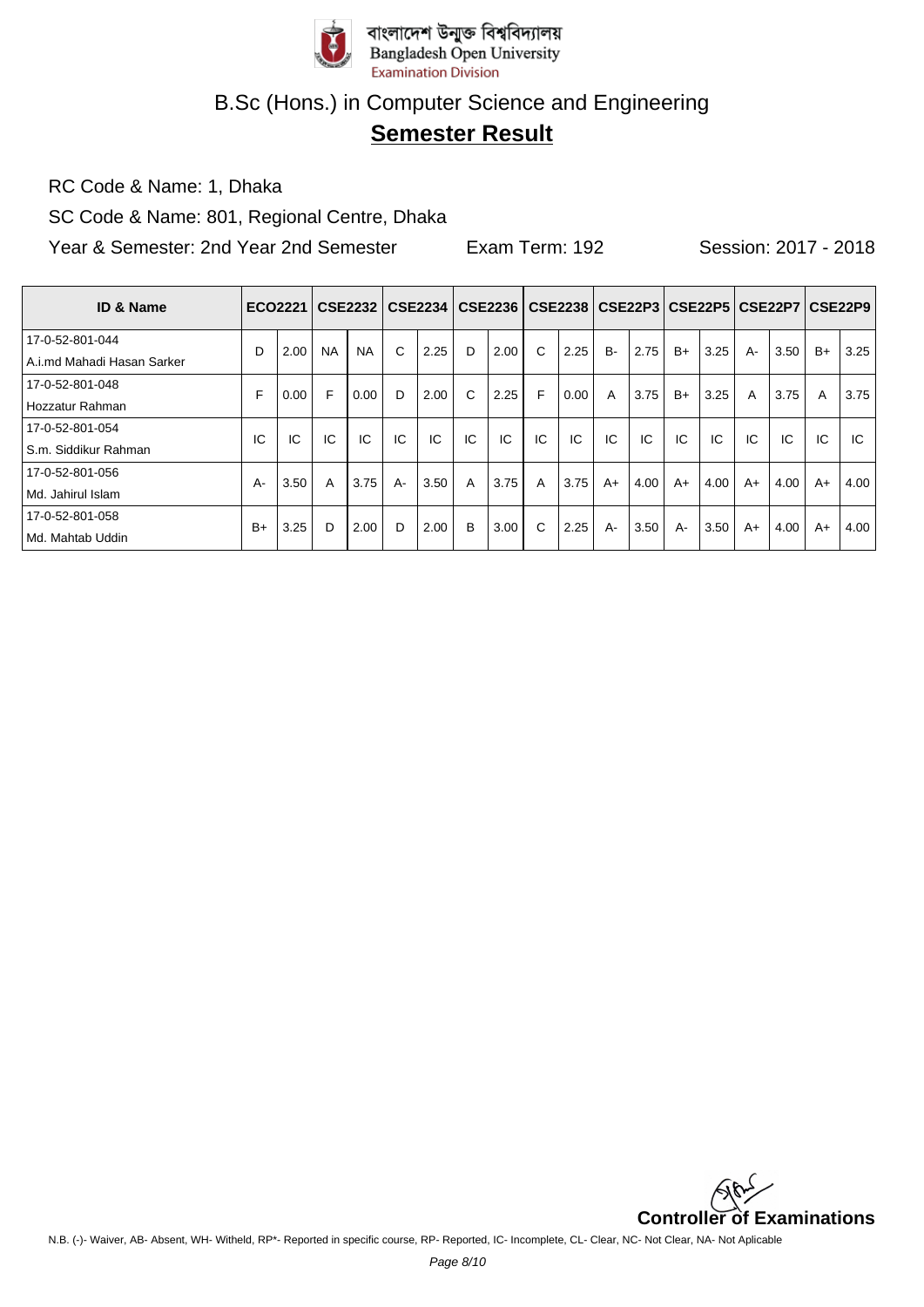বাংলাদেশ উন্মুক্ত বিশ্ববিদ্যালয়
Bangladesh Open University
Examination Division

# B.Sc (Hons.) in Computer Science and Engineering

## Semester Result

RC Code & Name: 1, Dhaka

SC Code & Name: 801, Regional Centre, Dhaka

Year & Semester: 2nd Year 2nd Semester Exam Term: 192 Session: 2017 - 2018

| ID & Name | ECO2221 | | CSE2232 | | CSE2234 | | CSE2236 | | CSE2238 | | CSE22P3 | | CSE22P5 | | CSE22P7 | | CSE22P9 | |
|---|---|---|---|---|---|---|---|---|---|---|---|---|---|---|---|---|---|---|
| 17-0-52-801-044 A.i.md Mahadi Hasan Sarker | D | 2.00 | NA | NA | C | 2.25 | D | 2.00 | C | 2.25 | B- | 2.75 | B+ | 3.25 | A- | 3.50 | B+ | 3.25 |
| 17-0-52-801-048 Hozzatur Rahman | F | 0.00 | F | 0.00 | D | 2.00 | C | 2.25 | F | 0.00 | A | 3.75 | B+ | 3.25 | A | 3.75 | A | 3.75 |
| 17-0-52-801-054 S.m. Siddikur Rahman | IC | IC | IC | IC | IC | IC | IC | IC | IC | IC | IC | IC | IC | IC | IC | IC | IC | IC |
| 17-0-52-801-056 Md. Jahirul Islam | A- | 3.50 | A | 3.75 | A- | 3.50 | A | 3.75 | A | 3.75 | A+ | 4.00 | A+ | 4.00 | A+ | 4.00 | A+ | 4.00 |
| 17-0-52-801-058 Md. Mahtab Uddin | B+ | 3.25 | D | 2.00 | D | 2.00 | B | 3.00 | C | 2.25 | A- | 3.50 | A- | 3.50 | A+ | 4.00 | A+ | 4.00 |

**Controller of Examinations**

N.B. (-)- Waiver, AB- Absent, WH- Witheld, RP*- Reported in specific course, RP- Reported, IC- Incomplete, CL- Clear, NC- Not Clear, NA- Not Aplicable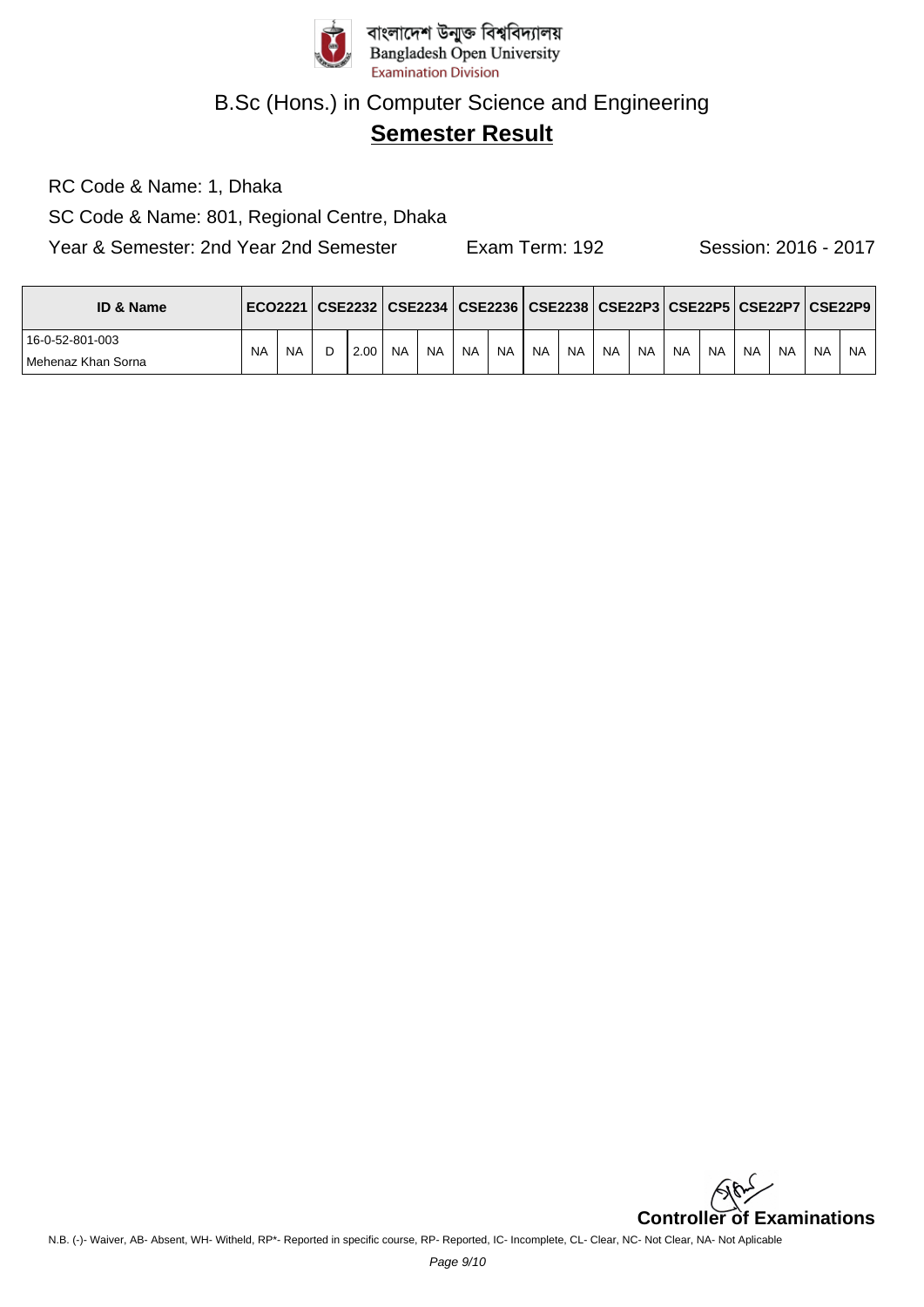বাংলাদেশ উন্মুক্ত বিশ্ববিদ্যালয়
Bangladesh Open University
Examination Division

# B.Sc (Hons.) in Computer Science and Engineering

## Semester Result

RC Code & Name: 1, Dhaka

SC Code & Name: 801, Regional Centre, Dhaka

Year & Semester: 2nd Year 2nd Semester    Exam Term: 192    Session: 2016 - 2017

| ID & Name | ECO2221 | | CSE2232 | | CSE2234 | | CSE2236 | | CSE2238 | | CSE22P3 | | CSE22P5 | | CSE22P7 | | CSE22P9 | |
|---|---|---|---|---|---|---|---|---|---|---|---|---|---|---|---|---|---|---|
| 16-0-52-801-003 Mehenaz Khan Sorna | NA | NA | D | 2.00 | NA | NA | NA | NA | NA | NA | NA | NA | NA | NA | NA | NA | NA | NA |

**Controller of Examinations**

N.B. (-)- Waiver, AB- Absent, WH- Witheld, RP*- Reported in specific course, RP- Reported, IC- Incomplete, CL- Clear, NC- Not Clear, NA- Not Aplicable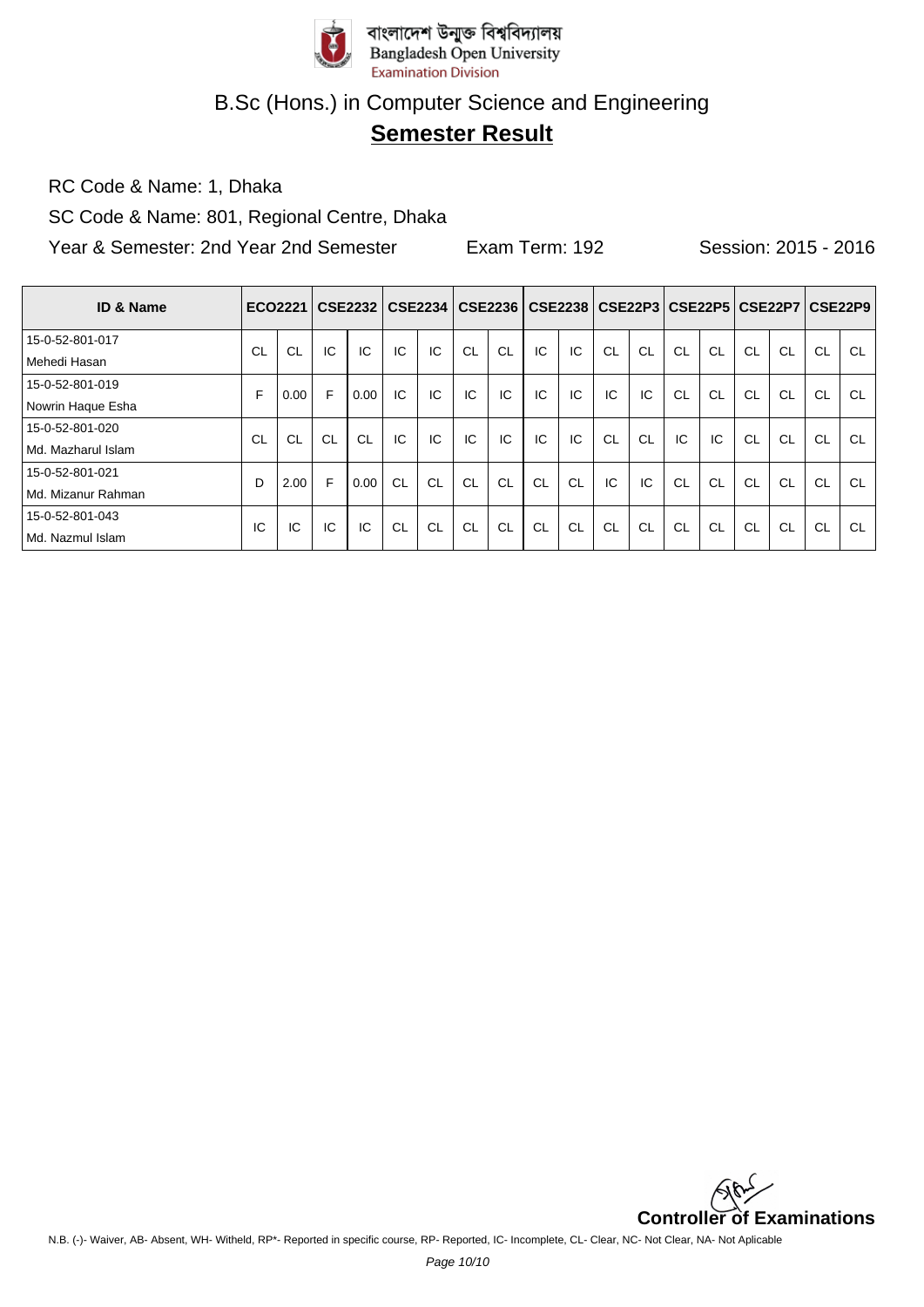বাংলাদেশ উন্মুক্ত বিশ্ববিদ্যালয়
Bangladesh Open University
Examination Division

# B.Sc (Hons.) in Computer Science and Engineering

## **Semester Result**

RC Code & Name: 1, Dhaka

SC Code & Name: 801, Regional Centre, Dhaka

Year & Semester: 2nd Year 2nd Semester    Exam Term: 192    Session: 2015 - 2016

| ID & Name | ECO2221 | | CSE2232 | | CSE2234 | | CSE2236 | | CSE2238 | | CSE22P3 | | CSE22P5 | | CSE22P7 | | CSE22P9 | |
|---|---|---|---|---|---|---|---|---|---|---|---|---|---|---|---|---|---|---|
| 15-0-52-801-017 Mehedi Hasan | CL | CL | IC | IC | IC | IC | CL | CL | IC | IC | CL | CL | CL | CL | CL | CL | CL | CL |
| 15-0-52-801-019 Nowrin Haque Esha | F | 0.00 | F | 0.00 | IC | IC | IC | IC | IC | IC | IC | IC | CL | CL | CL | CL | CL | CL |
| 15-0-52-801-020 Md. Mazharul Islam | CL | CL | CL | CL | IC | IC | IC | IC | IC | IC | CL | CL | IC | IC | CL | CL | CL | CL |
| 15-0-52-801-021 Md. Mizanur Rahman | D | 2.00 | F | 0.00 | CL | CL | CL | CL | CL | CL | IC | IC | CL | CL | CL | CL | CL | CL |
| 15-0-52-801-043 Md. Nazmul Islam | IC | IC | IC | IC | CL | CL | CL | CL | CL | CL | CL | CL | CL | CL | CL | CL | CL | CL |

**Controller of Examinations**

N.B. (-)- Waiver, AB- Absent, WH- Witheld, RP*- Reported in specific course, RP- Reported, IC- Incomplete, CL- Clear, NC- Not Clear, NA- Not Aplicable